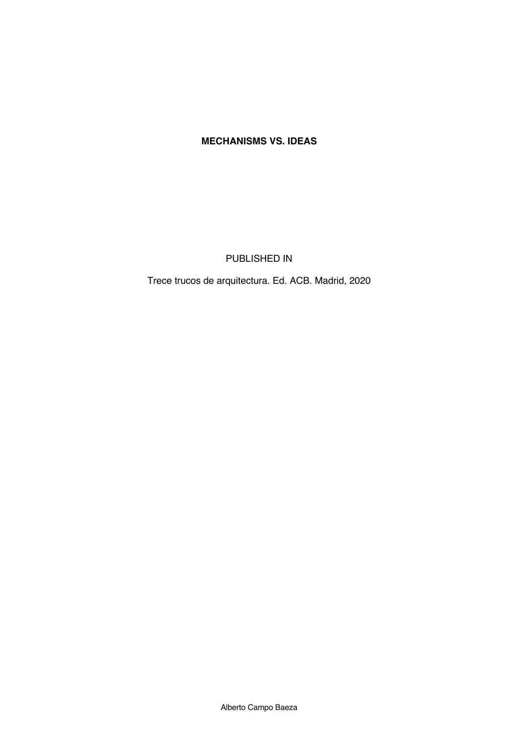# MECHANISMS VS. IDEAS

PUBLISHED IN

Trece trucos de arquitectura. Ed. ACB. Madrid, 2020

Alberto Campo Baeza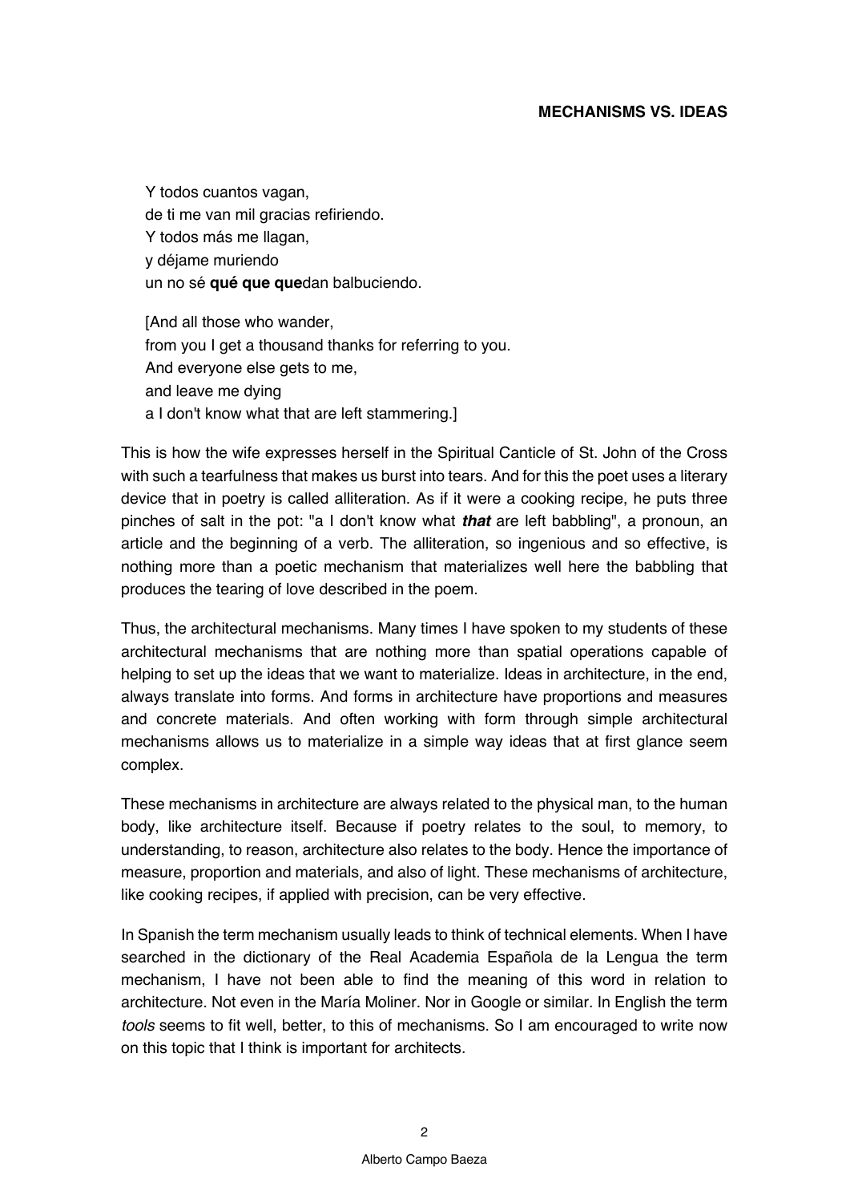# MECHANISMS VS. IDEAS

Y todos cuantos vagan,  
de ti me van mil gracias refiriendo.  
Y todos más me llagan,  
y déjame muriendo  
un no sé **qué que que**dan balbuciendo.

[And all those who wander,  
from you I get a thousand thanks for referring to you.  
And everyone else gets to me,  
and leave me dying  
a I don't know what that are left stammering.]

This is how the wife expresses herself in the Spiritual Canticle of St. John of the Cross with such a tearfulness that makes us burst into tears. And for this the poet uses a literary device that in poetry is called alliteration. As if it were a cooking recipe, he puts three pinches of salt in the pot: "a I don't know what ***that*** are left babbling", a pronoun, an article and the beginning of a verb. The alliteration, so ingenious and so effective, is nothing more than a poetic mechanism that materializes well here the babbling that produces the tearing of love described in the poem.

Thus, the architectural mechanisms. Many times I have spoken to my students of these architectural mechanisms that are nothing more than spatial operations capable of helping to set up the ideas that we want to materialize. Ideas in architecture, in the end, always translate into forms. And forms in architecture have proportions and measures and concrete materials. And often working with form through simple architectural mechanisms allows us to materialize in a simple way ideas that at first glance seem complex.

These mechanisms in architecture are always related to the physical man, to the human body, like architecture itself. Because if poetry relates to the soul, to memory, to understanding, to reason, architecture also relates to the body. Hence the importance of measure, proportion and materials, and also of light. These mechanisms of architecture, like cooking recipes, if applied with precision, can be very effective.

In Spanish the term mechanism usually leads to think of technical elements. When I have searched in the dictionary of the Real Academia Española de la Lengua the term mechanism, I have not been able to find the meaning of this word in relation to architecture. Not even in the María Moliner. Nor in Google or similar. In English the term *tools* seems to fit well, better, to this of mechanisms. So I am encouraged to write now on this topic that I think is important for architects.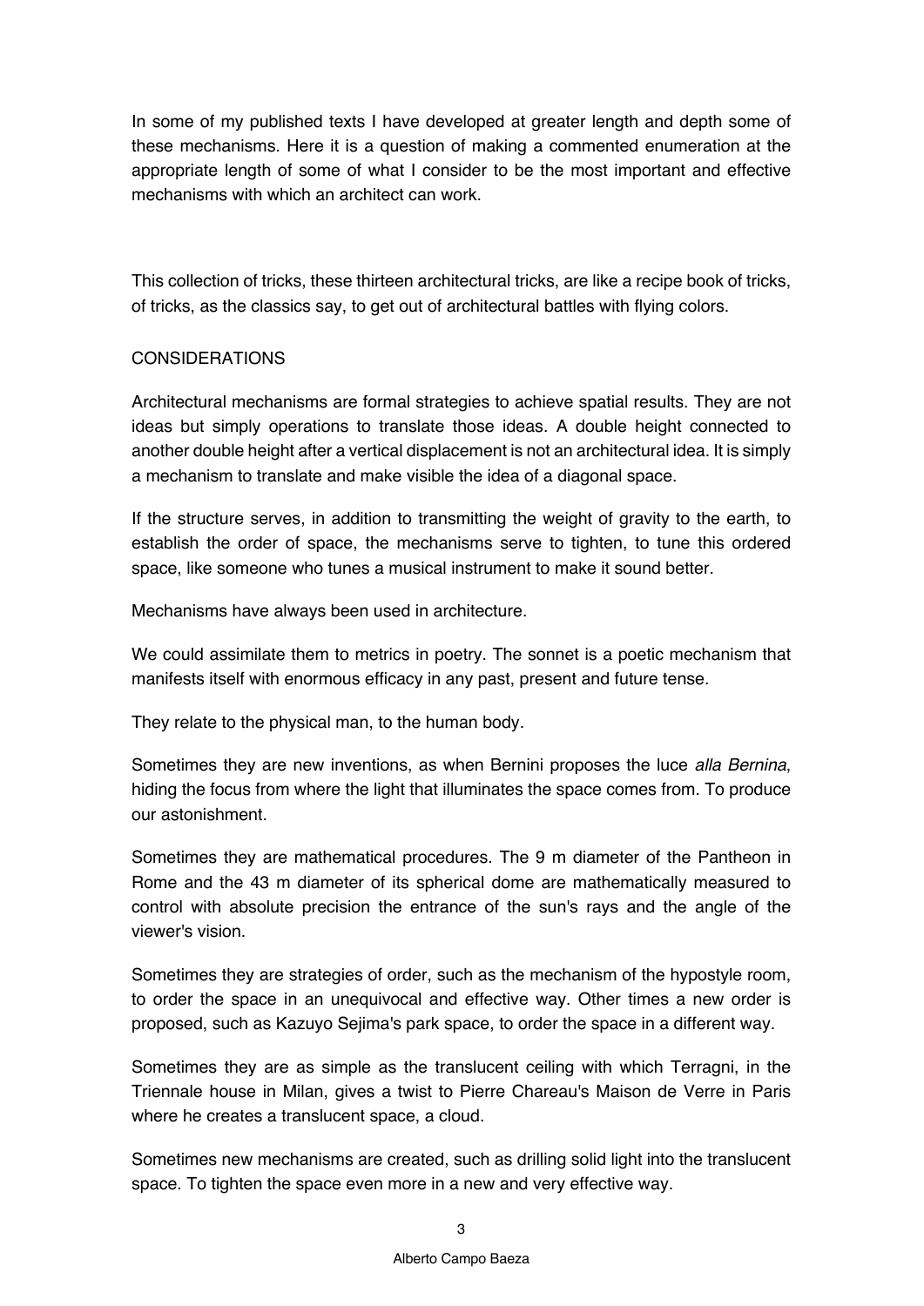In some of my published texts I have developed at greater length and depth some of these mechanisms. Here it is a question of making a commented enumeration at the appropriate length of some of what I consider to be the most important and effective mechanisms with which an architect can work.

This collection of tricks, these thirteen architectural tricks, are like a recipe book of tricks, of tricks, as the classics say, to get out of architectural battles with flying colors.

## CONSIDERATIONS

Architectural mechanisms are formal strategies to achieve spatial results. They are not ideas but simply operations to translate those ideas. A double height connected to another double height after a vertical displacement is not an architectural idea. It is simply a mechanism to translate and make visible the idea of a diagonal space.

If the structure serves, in addition to transmitting the weight of gravity to the earth, to establish the order of space, the mechanisms serve to tighten, to tune this ordered space, like someone who tunes a musical instrument to make it sound better.

Mechanisms have always been used in architecture.

We could assimilate them to metrics in poetry. The sonnet is a poetic mechanism that manifests itself with enormous efficacy in any past, present and future tense.

They relate to the physical man, to the human body.

Sometimes they are new inventions, as when Bernini proposes the luce *alla Bernina*, hiding the focus from where the light that illuminates the space comes from. To produce our astonishment.

Sometimes they are mathematical procedures. The 9 m diameter of the Pantheon in Rome and the 43 m diameter of its spherical dome are mathematically measured to control with absolute precision the entrance of the sun's rays and the angle of the viewer's vision.

Sometimes they are strategies of order, such as the mechanism of the hypostyle room, to order the space in an unequivocal and effective way. Other times a new order is proposed, such as Kazuyo Sejima's park space, to order the space in a different way.

Sometimes they are as simple as the translucent ceiling with which Terragni, in the Triennale house in Milan, gives a twist to Pierre Chareau's Maison de Verre in Paris where he creates a translucent space, a cloud.

Sometimes new mechanisms are created, such as drilling solid light into the translucent space. To tighten the space even more in a new and very effective way.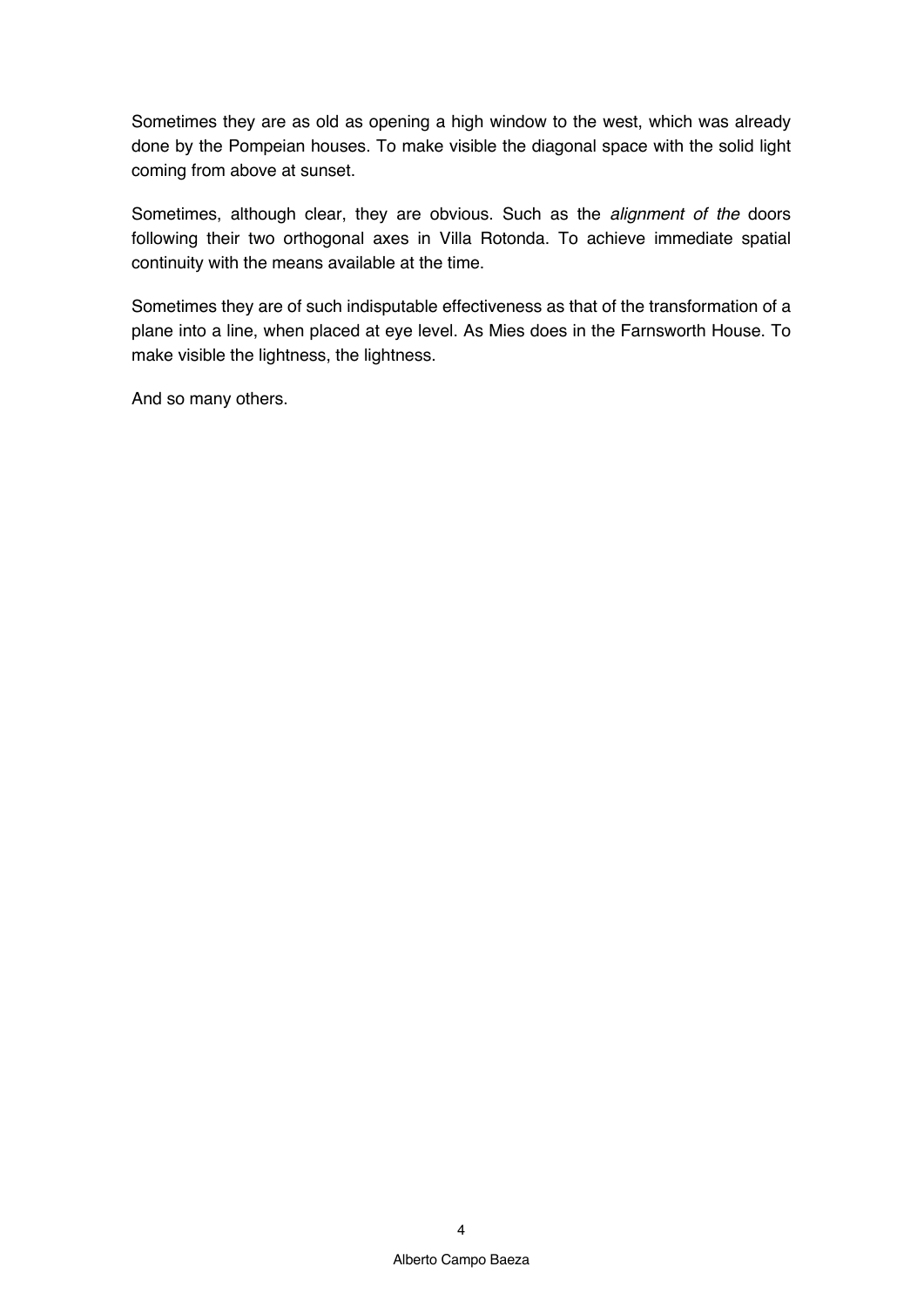Sometimes they are as old as opening a high window to the west, which was already done by the Pompeian houses. To make visible the diagonal space with the solid light coming from above at sunset.

Sometimes, although clear, they are obvious. Such as the *alignment of the* doors following their two orthogonal axes in Villa Rotonda. To achieve immediate spatial continuity with the means available at the time.

Sometimes they are of such indisputable effectiveness as that of the transformation of a plane into a line, when placed at eye level. As Mies does in the Farnsworth House. To make visible the lightness, the lightness.

And so many others.